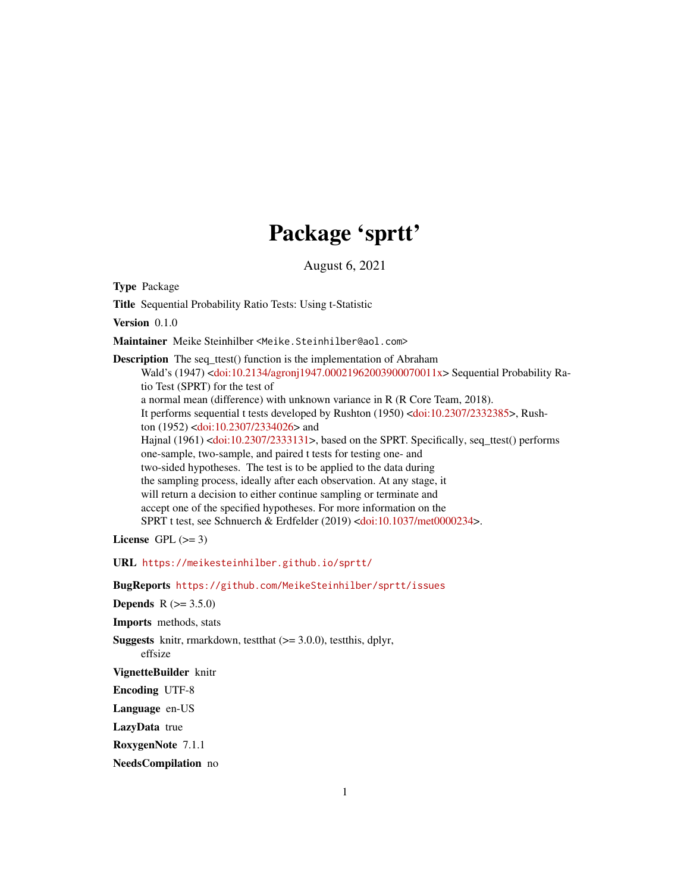# Package 'sprtt'

August 6, 2021

**Type** Package

**Title** Sequential Probability Ratio Tests: Using t-Statistic

**Version** 0.1.0

**Maintainer** Meike Steinhilber <Meike.Steinhilber@aol.com>

**Description** The seq_ttest() function is the implementation of Abraham Wald's (1947) <doi:10.2134/agronj1947.00021962003900070011x> Sequential Probability Ratio Test (SPRT) for the test of a normal mean (difference) with unknown variance in R (R Core Team, 2018). It performs sequential t tests developed by Rushton (1950) <doi:10.2307/2332385>, Rushton (1952) <doi:10.2307/2334026> and Hajnal (1961) <doi:10.2307/2333131>, based on the SPRT. Specifically, seq_ttest() performs one-sample, two-sample, and paired t tests for testing one- and two-sided hypotheses. The test is to be applied to the data during the sampling process, ideally after each observation. At any stage, it will return a decision to either continue sampling or terminate and accept one of the specified hypotheses. For more information on the SPRT t test, see Schnuerch & Erdfelder (2019) <doi:10.1037/met0000234>.

**License** GPL (>= 3)

**URL** https://meikesteinhilber.github.io/sprtt/

**BugReports** https://github.com/MeikeSteinhilber/sprtt/issues

**Depends** R (>= 3.5.0)

**Imports** methods, stats

**Suggests** knitr, rmarkdown, testthat (>= 3.0.0), testthis, dplyr, effsize

**VignetteBuilder** knitr

**Encoding** UTF-8

**Language** en-US

**LazyData** true

**RoxygenNote** 7.1.1

**NeedsCompilation** no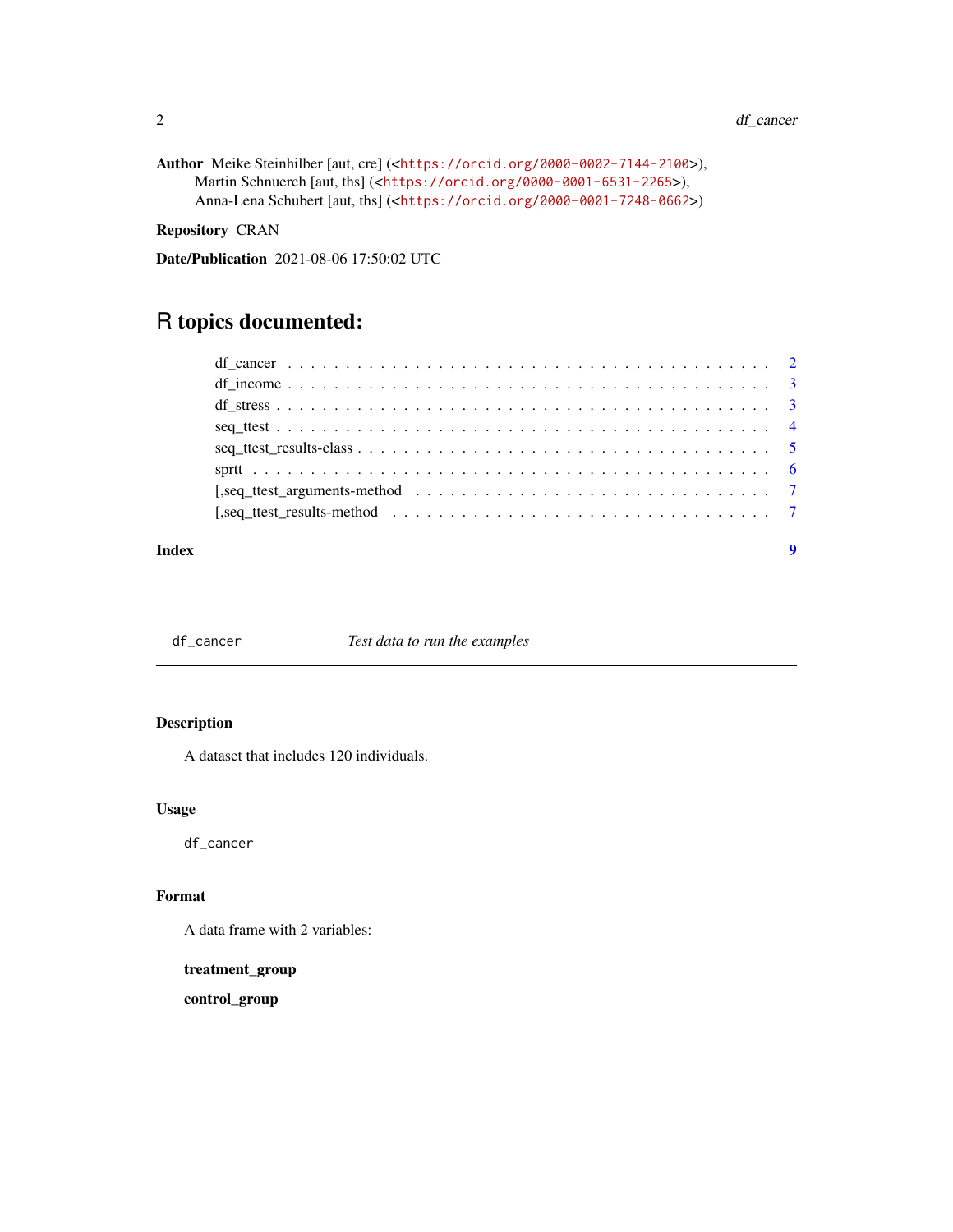**Author** Meike Steinhilber [aut, cre] (<https://orcid.org/0000-0002-7144-2100>),
Martin Schnuerch [aut, ths] (<https://orcid.org/0000-0001-6531-2265>),
Anna-Lena Schubert [aut, ths] (<https://orcid.org/0000-0001-7248-0662>)

**Repository** CRAN

**Date/Publication** 2021-08-06 17:50:02 UTC

# R topics documented:

- df_cancer . . . . . . . . . . . . . . . . . . . . . . . . . . . . . . . . . . . . . . . . . . 2
- df_income . . . . . . . . . . . . . . . . . . . . . . . . . . . . . . . . . . . . . . . . . . 3
- df_stress . . . . . . . . . . . . . . . . . . . . . . . . . . . . . . . . . . . . . . . . . . 3
- seq_ttest . . . . . . . . . . . . . . . . . . . . . . . . . . . . . . . . . . . . . . . . . . 4
- seq_ttest_results-class . . . . . . . . . . . . . . . . . . . . . . . . . . . . . . . . . . 5
- sprtt . . . . . . . . . . . . . . . . . . . . . . . . . . . . . . . . . . . . . . . . . . . . 6
- [,seq_ttest_arguments-method . . . . . . . . . . . . . . . . . . . . . . . . . . . . . . 7
- [,seq_ttest_results-method . . . . . . . . . . . . . . . . . . . . . . . . . . . . . . . 7

**Index** 9

---

`df_cancer` *Test data to run the examples*

---

## Description

A dataset that includes 120 individuals.

## Usage

```
df_cancer
```

## Format

A data frame with 2 variables:

**treatment_group**

**control_group**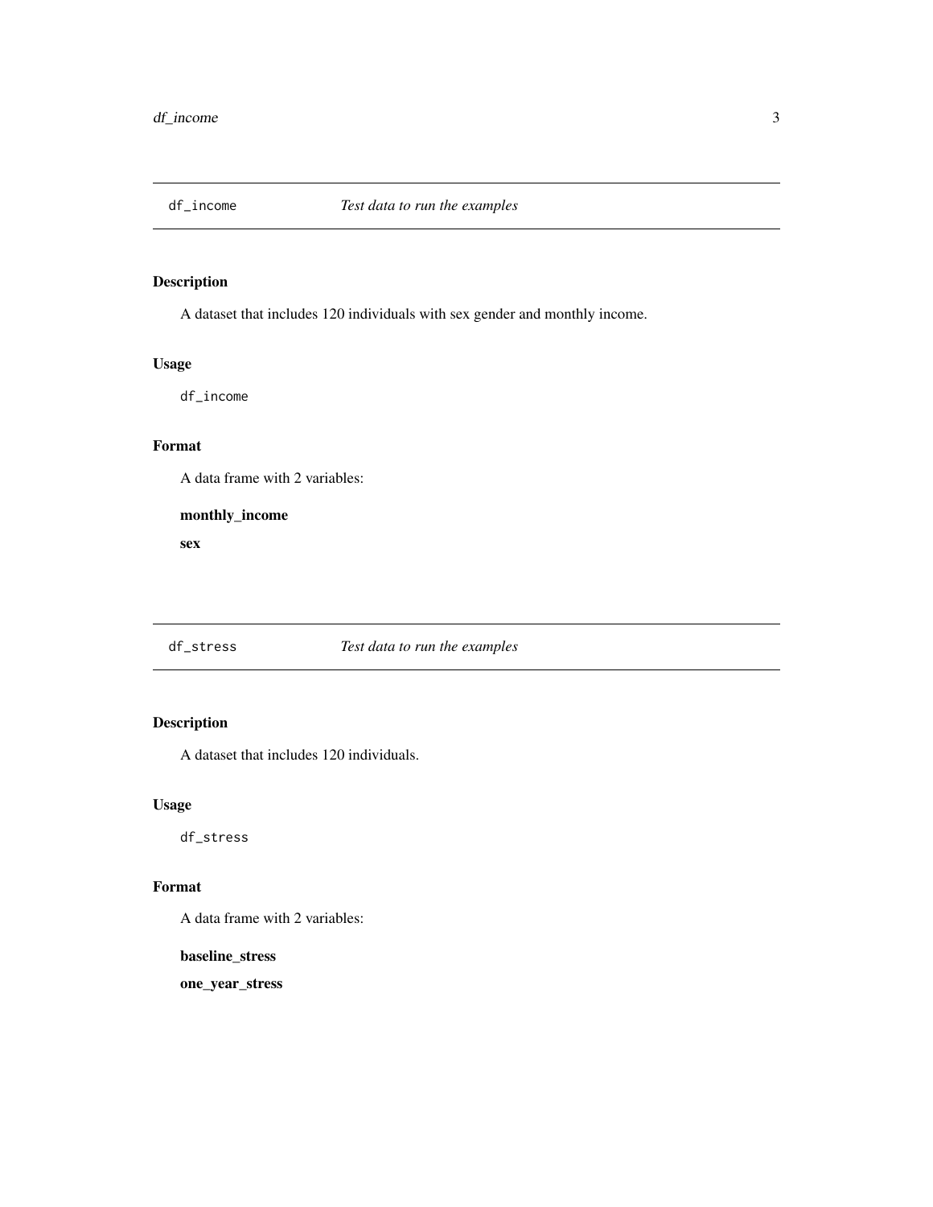## df_income — *Test data to run the examples*

### Description

A dataset that includes 120 individuals with sex gender and monthly income.

### Usage

```
df_income
```

### Format

A data frame with 2 variables:

**monthly_income**

**sex**

## df_stress — *Test data to run the examples*

### Description

A dataset that includes 120 individuals.

### Usage

```
df_stress
```

### Format

A data frame with 2 variables:

**baseline_stress**

**one_year_stress**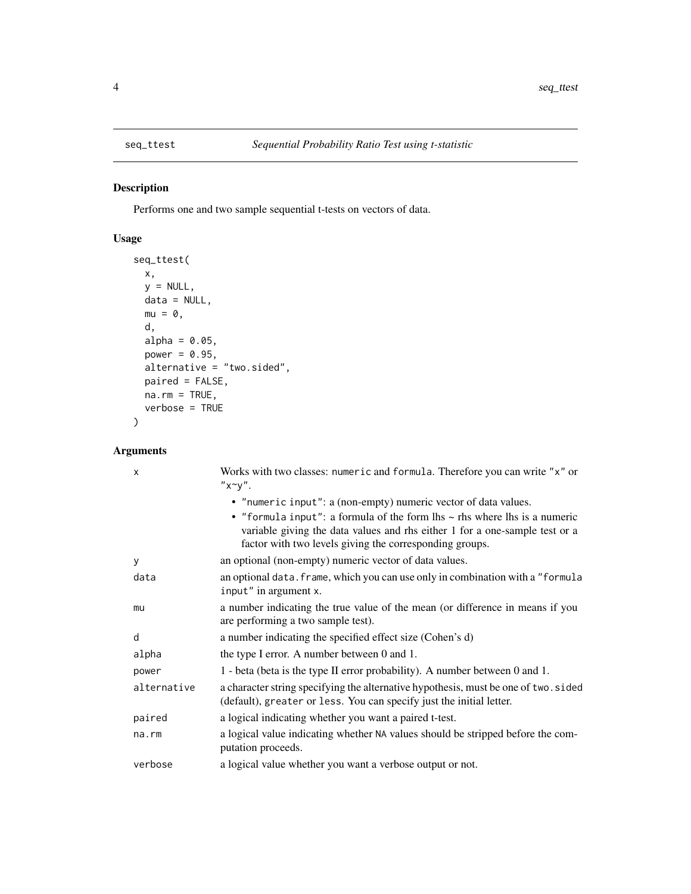# seq_ttest — *Sequential Probability Ratio Test using t-statistic*

## Description

Performs one and two sample sequential t-tests on vectors of data.

## Usage

```
seq_ttest(
  x,
  y = NULL,
  data = NULL,
  mu = 0,
  d,
  alpha = 0.05,
  power = 0.95,
  alternative = "two.sided",
  paired = FALSE,
  na.rm = TRUE,
  verbose = TRUE
)
```

## Arguments

| | |
|---|---|
| `x` | Works with two classes: `numeric` and `formula`. Therefore you can write `"x"` or `"x~y"`.<br>• `"numeric input"`: a (non-empty) numeric vector of data values.<br>• `"formula input"`: a formula of the form lhs ~ rhs where lhs is a numeric variable giving the data values and rhs either 1 for a one-sample test or a factor with two levels giving the corresponding groups. |
| `y` | an optional (non-empty) numeric vector of data values. |
| `data` | an optional `data.frame`, which you can use only in combination with a `"formula input"` in argument `x`. |
| `mu` | a number indicating the true value of the mean (or difference in means if you are performing a two sample test). |
| `d` | a number indicating the specified effect size (Cohen's d) |
| `alpha` | the type I error. A number between 0 and 1. |
| `power` | 1 - beta (beta is the type II error probability). A number between 0 and 1. |
| `alternative` | a character string specifying the alternative hypothesis, must be one of `two.sided` (default), `greater` or `less`. You can specify just the initial letter. |
| `paired` | a logical indicating whether you want a paired t-test. |
| `na.rm` | a logical value indicating whether `NA` values should be stripped before the computation proceeds. |
| `verbose` | a logical value whether you want a verbose output or not. |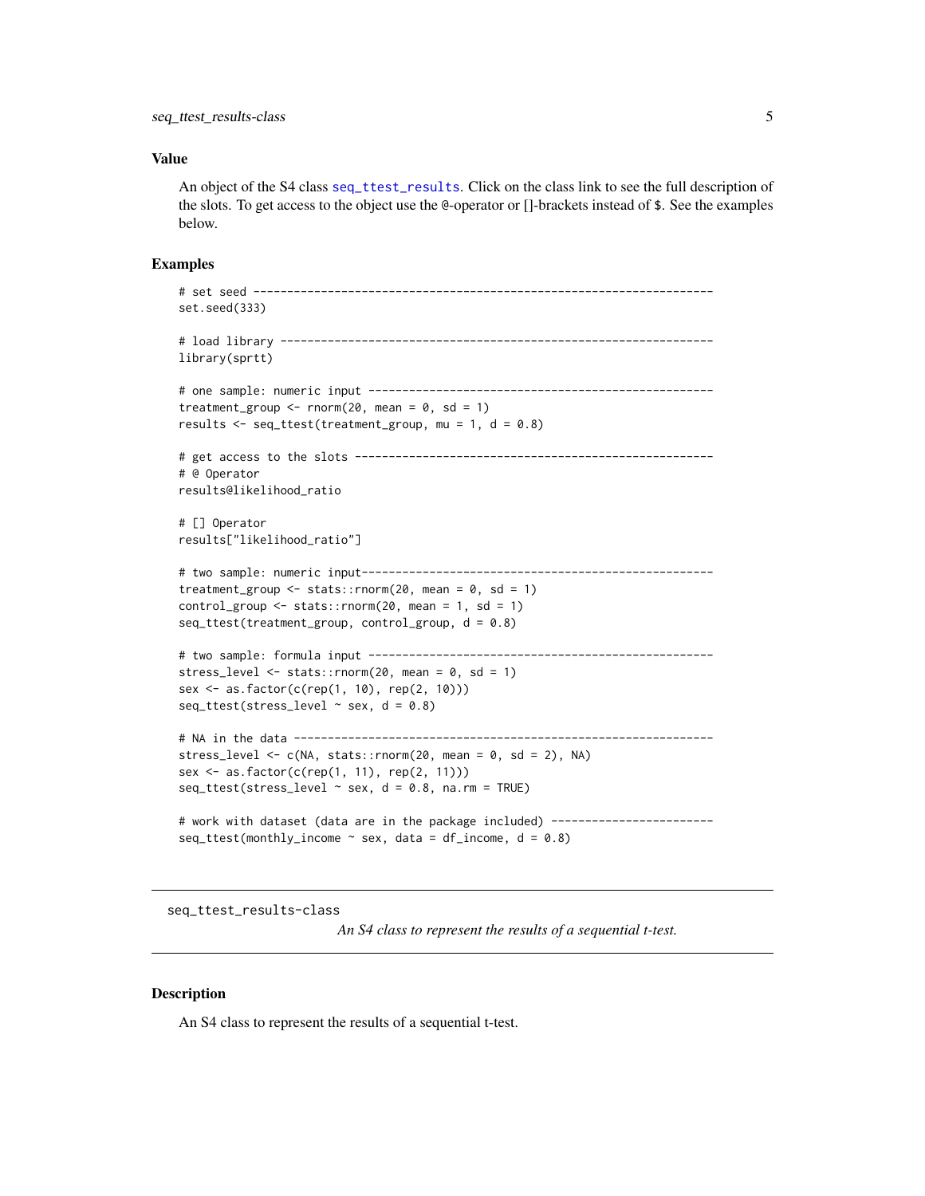### Value

An object of the S4 class `seq_ttest_results`. Click on the class link to see the full description of the slots. To get access to the object use the @-operator or []-brackets instead of $. See the examples below.

### Examples

```
# set seed --------------------------------------------------------------------
set.seed(333)

# load library ----------------------------------------------------------------
library(sprtt)

# one sample: numeric input ---------------------------------------------------
treatment_group <- rnorm(20, mean = 0, sd = 1)
results <- seq_ttest(treatment_group, mu = 1, d = 0.8)

# get access to the slots -----------------------------------------------------
# @ Operator
results@likelihood_ratio

# [] Operator
results["likelihood_ratio"]

# two sample: numeric input---------------------------------------------------
treatment_group <- stats::rnorm(20, mean = 0, sd = 1)
control_group <- stats::rnorm(20, mean = 1, sd = 1)
seq_ttest(treatment_group, control_group, d = 0.8)

# two sample: formula input ---------------------------------------------------
stress_level <- stats::rnorm(20, mean = 0, sd = 1)
sex <- as.factor(c(rep(1, 10), rep(2, 10)))
seq_ttest(stress_level ~ sex, d = 0.8)

# NA in the data --------------------------------------------------------------
stress_level <- c(NA, stats::rnorm(20, mean = 0, sd = 2), NA)
sex <- as.factor(c(rep(1, 11), rep(2, 11)))
seq_ttest(stress_level ~ sex, d = 0.8, na.rm = TRUE)

# work with dataset (data are in the package included) ------------------------
seq_ttest(monthly_income ~ sex, data = df_income, d = 0.8)
```

---

## seq_ttest_results-class

*An S4 class to represent the results of a sequential t-test.*

---

### Description

An S4 class to represent the results of a sequential t-test.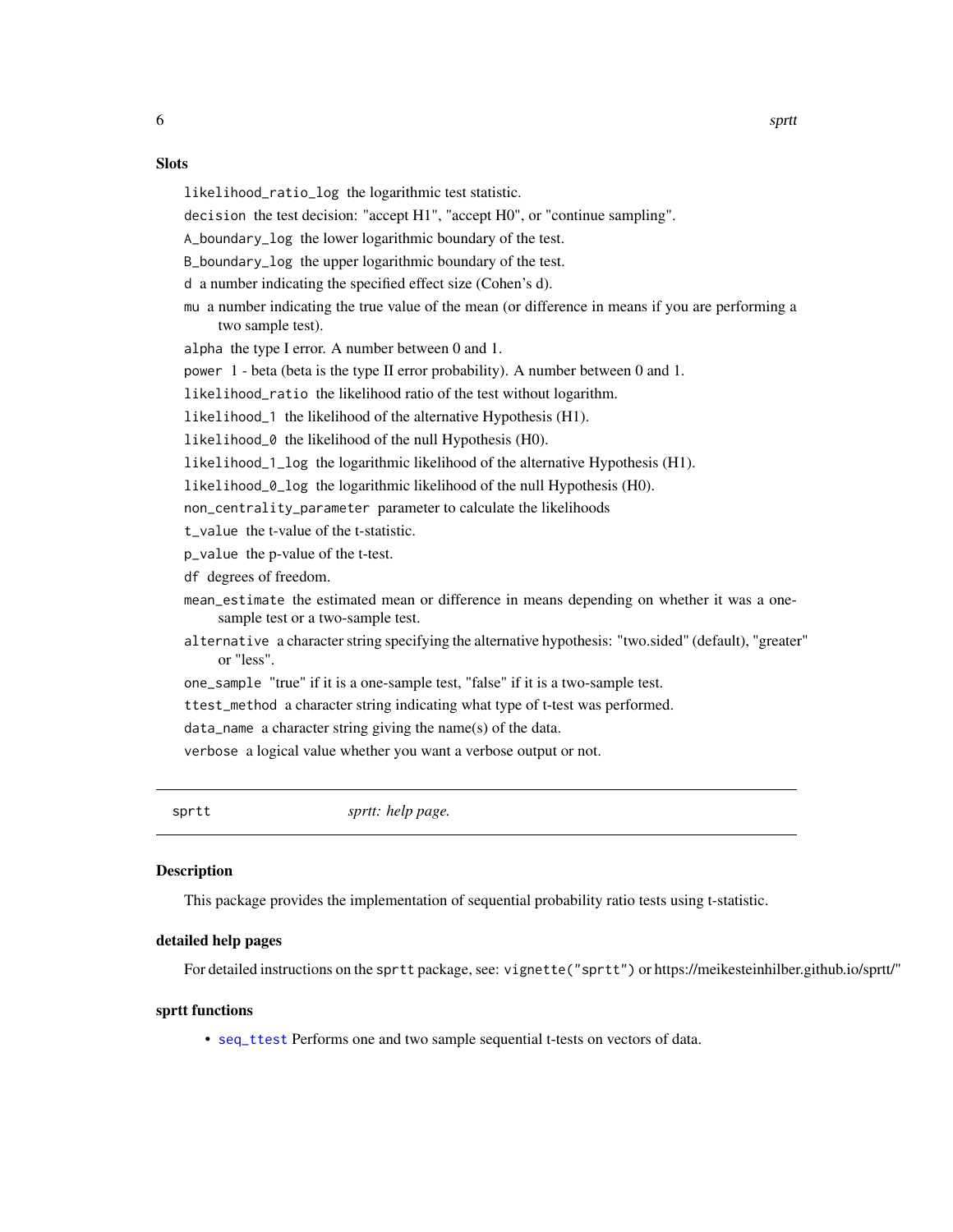### Slots

`likelihood_ratio_log` the logarithmic test statistic.

`decision` the test decision: "accept H1", "accept H0", or "continue sampling".

`A_boundary_log` the lower logarithmic boundary of the test.

`B_boundary_log` the upper logarithmic boundary of the test.

`d` a number indicating the specified effect size (Cohen's d).

`mu` a number indicating the true value of the mean (or difference in means if you are performing a two sample test).

`alpha` the type I error. A number between 0 and 1.

`power` 1 - beta (beta is the type II error probability). A number between 0 and 1.

`likelihood_ratio` the likelihood ratio of the test without logarithm.

`likelihood_1` the likelihood of the alternative Hypothesis (H1).

`likelihood_0` the likelihood of the null Hypothesis (H0).

`likelihood_1_log` the logarithmic likelihood of the alternative Hypothesis (H1).

`likelihood_0_log` the logarithmic likelihood of the null Hypothesis (H0).

`non_centrality_parameter` parameter to calculate the likelihoods

`t_value` the t-value of the t-statistic.

`p_value` the p-value of the t-test.

`df` degrees of freedom.

`mean_estimate` the estimated mean or difference in means depending on whether it was a one-sample test or a two-sample test.

`alternative` a character string specifying the alternative hypothesis: "two.sided" (default), "greater" or "less".

`one_sample` "true" if it is a one-sample test, "false" if it is a two-sample test.

`ttest_method` a character string indicating what type of t-test was performed.

`data_name` a character string giving the name(s) of the data.

`verbose` a logical value whether you want a verbose output or not.

---

## sprtt — *sprtt: help page.*

---

### Description

This package provides the implementation of sequential probability ratio tests using t-statistic.

### detailed help pages

For detailed instructions on the `sprtt` package, see: `vignette("sprtt")` or https://meikesteinhilber.github.io/sprtt/"

### sprtt functions

- `seq_ttest` Performs one and two sample sequential t-tests on vectors of data.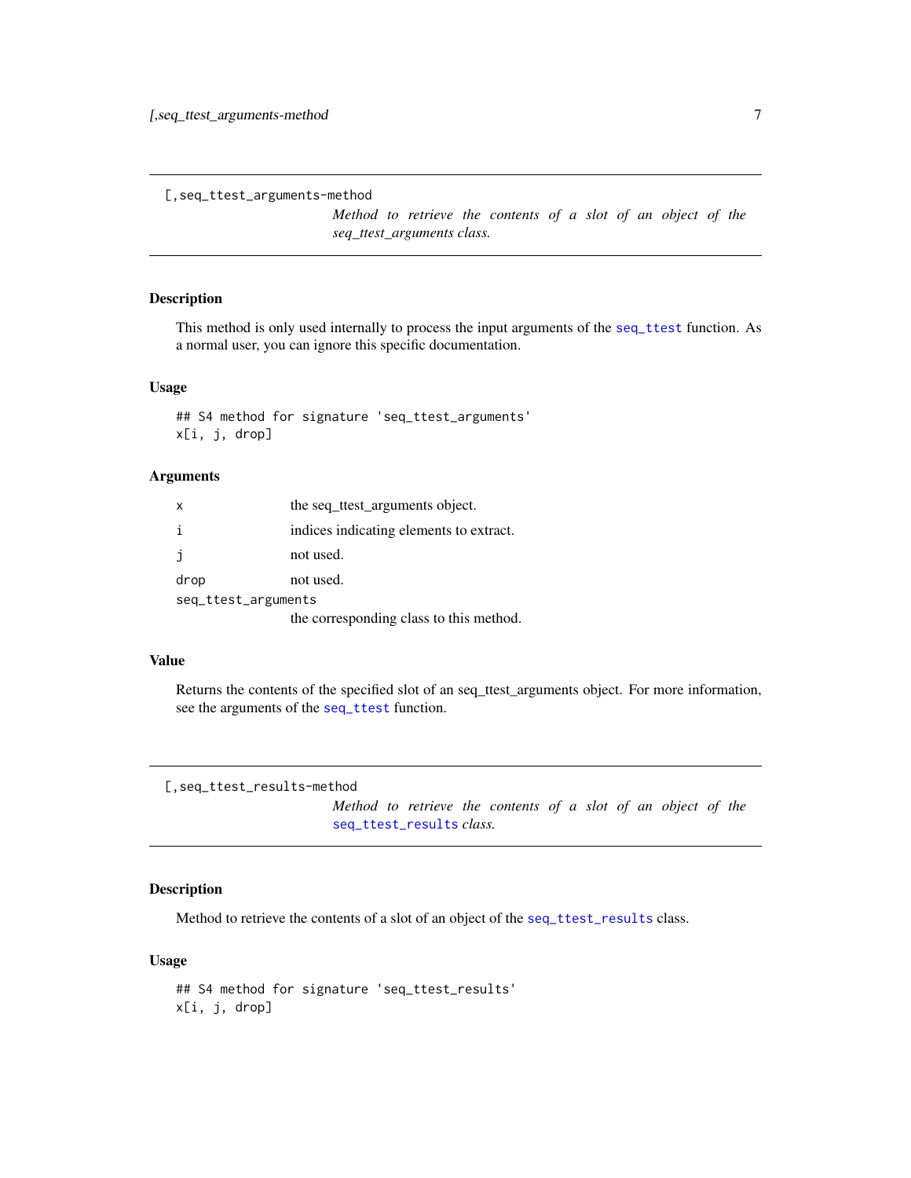## [,seq_ttest_arguments-method

*Method to retrieve the contents of a slot of an object of the seq_ttest_arguments class.*

### Description

This method is only used internally to process the input arguments of the seq_ttest function. As a normal user, you can ignore this specific documentation.

### Usage

```
## S4 method for signature 'seq_ttest_arguments'
x[i, j, drop]
```

### Arguments

| | |
|---|---|
| x | the seq_ttest_arguments object. |
| i | indices indicating elements to extract. |
| j | not used. |
| drop | not used. |
| seq_ttest_arguments | the corresponding class to this method. |

### Value

Returns the contents of the specified slot of an seq_ttest_arguments object. For more information, see the arguments of the seq_ttest function.

## [,seq_ttest_results-method

*Method to retrieve the contents of a slot of an object of the seq_ttest_results class.*

### Description

Method to retrieve the contents of a slot of an object of the seq_ttest_results class.

### Usage

```
## S4 method for signature 'seq_ttest_results'
x[i, j, drop]
```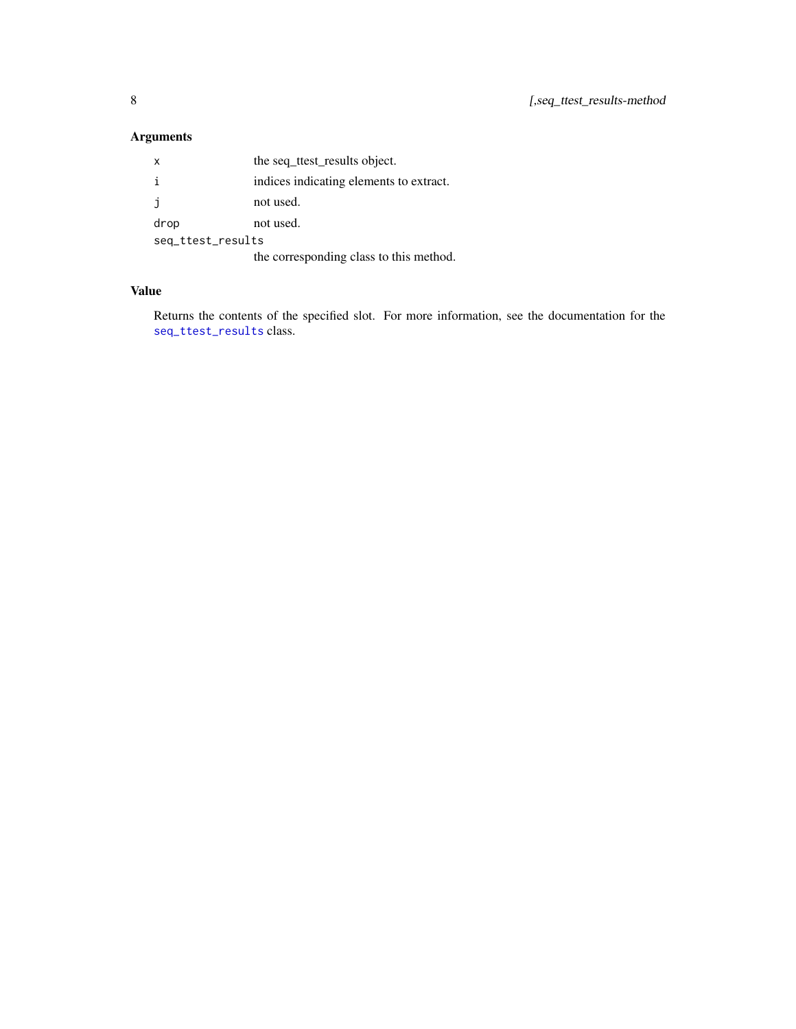## Arguments

| | |
|---|---|
| `x` | the seq_ttest_results object. |
| `i` | indices indicating elements to extract. |
| `j` | not used. |
| `drop` | not used. |
| `seq_ttest_results` | the corresponding class to this method. |

## Value

Returns the contents of the specified slot. For more information, see the documentation for the `seq_ttest_results` class.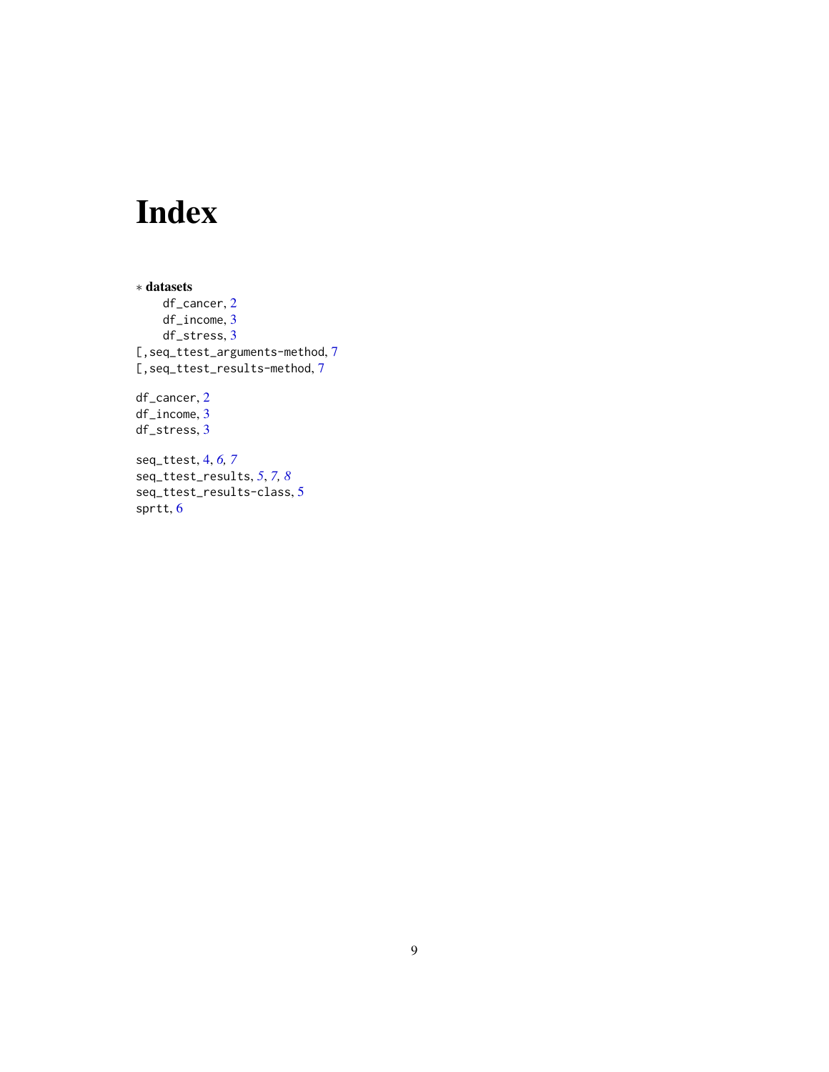# Index

∗ **datasets**
    df_cancer, 2
    df_income, 3
    df_stress, 3
[,seq_ttest_arguments-method, 7
[,seq_ttest_results-method, 7

df_cancer, 2
df_income, 3
df_stress, 3

seq_ttest, 4, *6, 7*
seq_ttest_results, *5*, *7, 8*
seq_ttest_results-class, 5
sprtt, 6